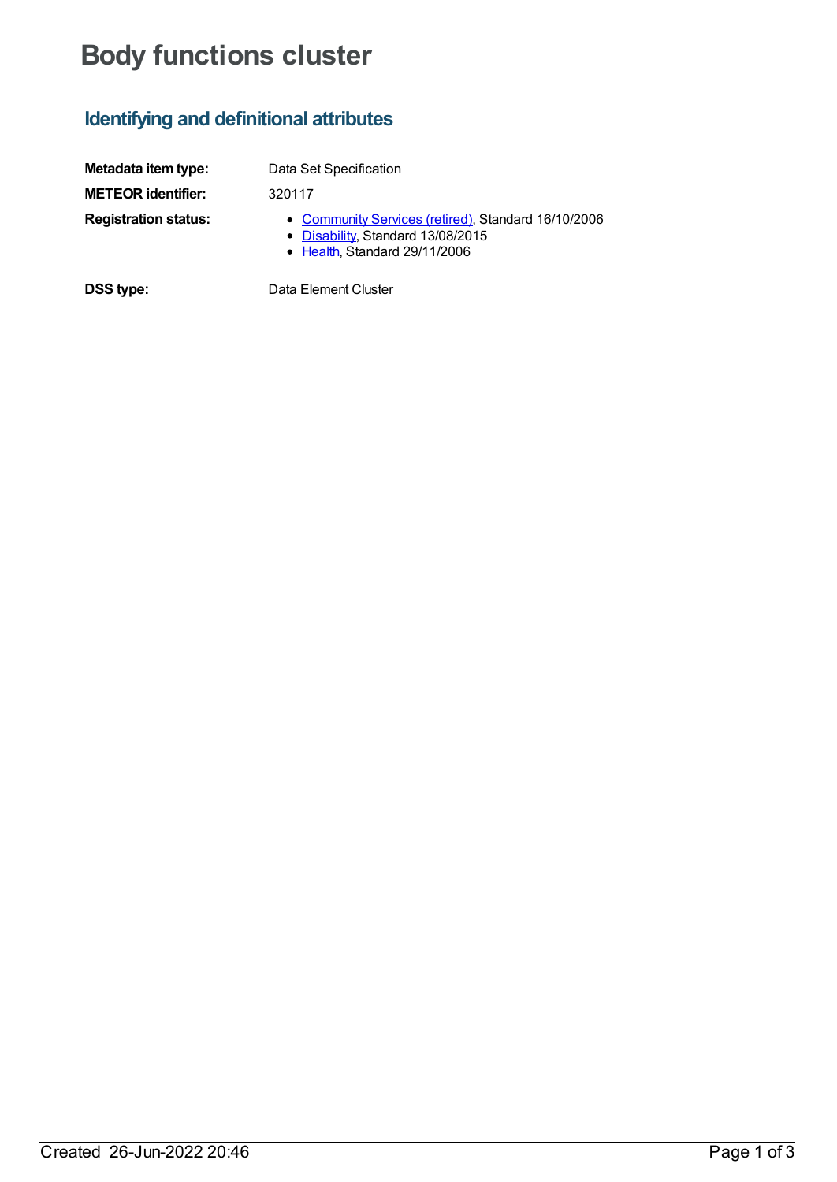# Body functions cluster

## Identifying and definitional attributes

| | |
|---|---|
| **Metadata item type:** | Data Set Specification |
| **METEOR identifier:** | 320117 |
| **Registration status:** | • Community Services (retired), Standard 16/10/2006<br>• Disability, Standard 13/08/2015<br>• Health, Standard 29/11/2006 |
| **DSS type:** | Data Element Cluster |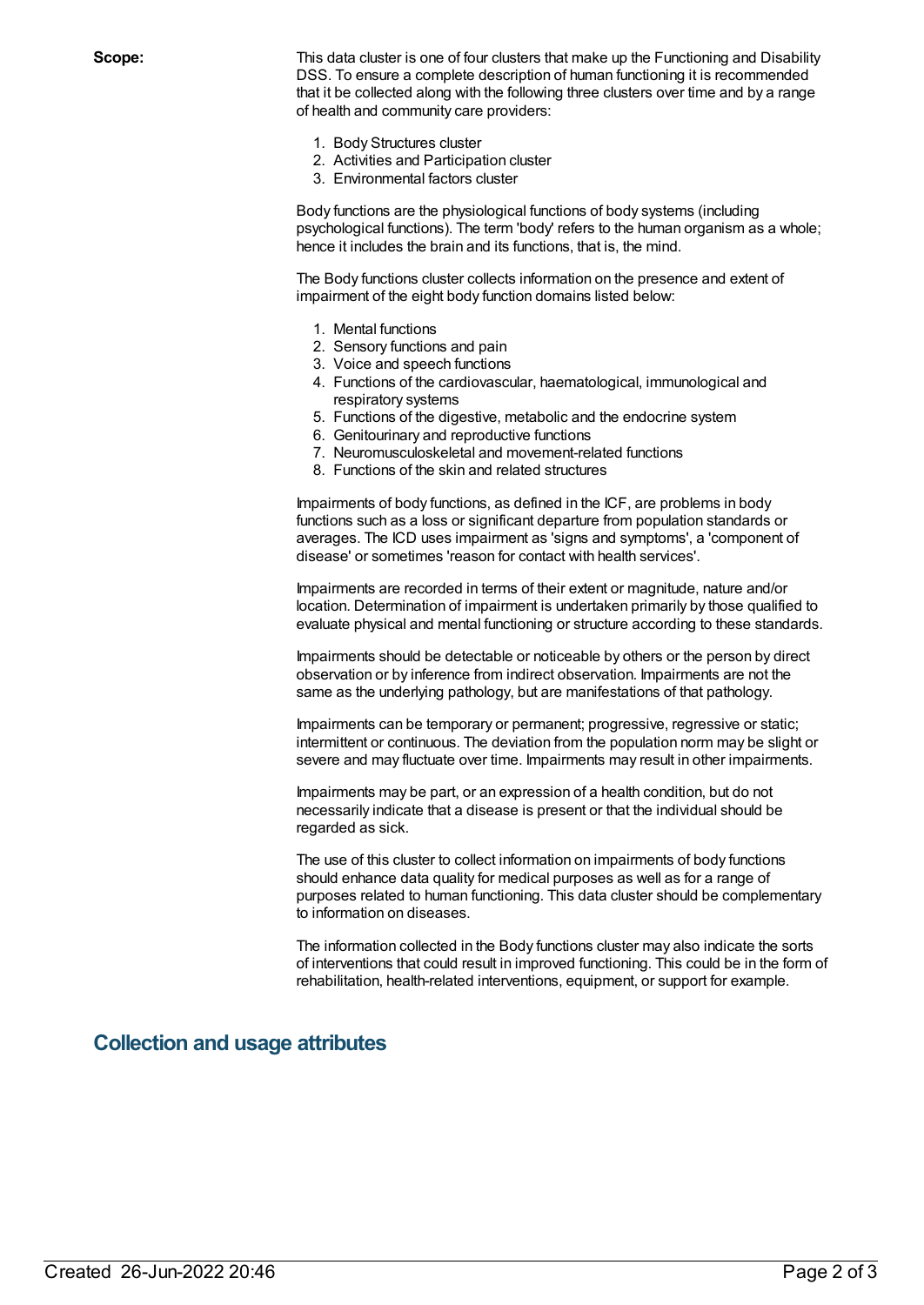**Scope:**

This data cluster is one of four clusters that make up the Functioning and Disability DSS. To ensure a complete description of human functioning it is recommended that it be collected along with the following three clusters over time and by a range of health and community care providers:

1. Body Structures cluster
2. Activities and Participation cluster
3. Environmental factors cluster

Body functions are the physiological functions of body systems (including psychological functions). The term 'body' refers to the human organism as a whole; hence it includes the brain and its functions, that is, the mind.

The Body functions cluster collects information on the presence and extent of impairment of the eight body function domains listed below:

1. Mental functions
2. Sensory functions and pain
3. Voice and speech functions
4. Functions of the cardiovascular, haematological, immunological and respiratory systems
5. Functions of the digestive, metabolic and the endocrine system
6. Genitourinary and reproductive functions
7. Neuromusculoskeletal and movement-related functions
8. Functions of the skin and related structures

Impairments of body functions, as defined in the ICF, are problems in body functions such as a loss or significant departure from population standards or averages. The ICD uses impairment as 'signs and symptoms', a 'component of disease' or sometimes 'reason for contact with health services'.

Impairments are recorded in terms of their extent or magnitude, nature and/or location. Determination of impairment is undertaken primarily by those qualified to evaluate physical and mental functioning or structure according to these standards.

Impairments should be detectable or noticeable by others or the person by direct observation or by inference from indirect observation. Impairments are not the same as the underlying pathology, but are manifestations of that pathology.

Impairments can be temporary or permanent; progressive, regressive or static; intermittent or continuous. The deviation from the population norm may be slight or severe and may fluctuate over time. Impairments may result in other impairments.

Impairments may be part, or an expression of a health condition, but do not necessarily indicate that a disease is present or that the individual should be regarded as sick.

The use of this cluster to collect information on impairments of body functions should enhance data quality for medical purposes as well as for a range of purposes related to human functioning. This data cluster should be complementary to information on diseases.

The information collected in the Body functions cluster may also indicate the sorts of interventions that could result in improved functioning. This could be in the form of rehabilitation, health-related interventions, equipment, or support for example.

## Collection and usage attributes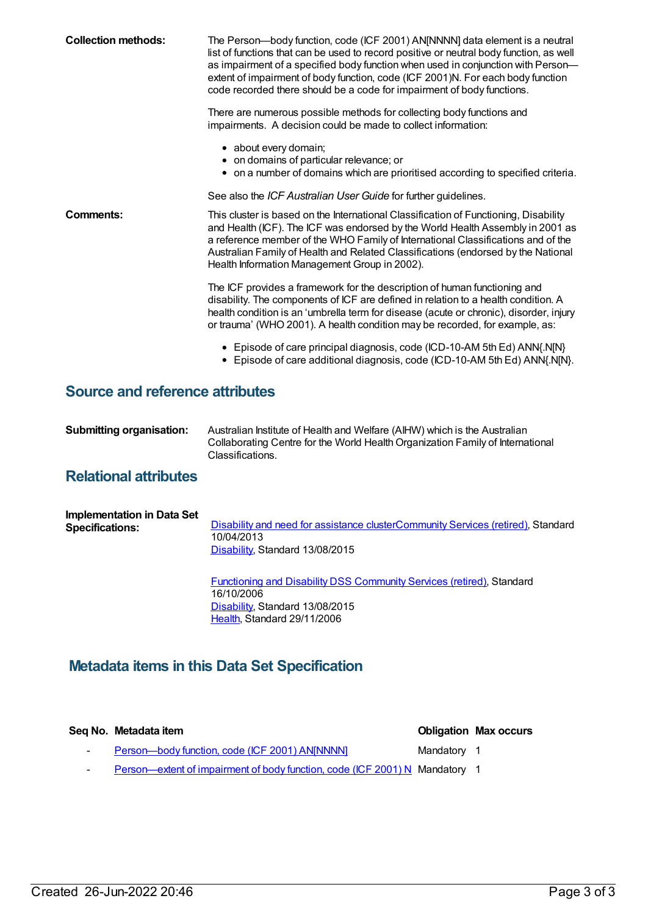**Collection methods:** The Person—body function, code (ICF 2001) AN[NNNN] data element is a neutral list of functions that can be used to record positive or neutral body function, as well as impairment of a specified body function when used in conjunction with Person—extent of impairment of body function, code (ICF 2001)N. For each body function code recorded there should be a code for impairment of body functions.

There are numerous possible methods for collecting body functions and impairments. A decision could be made to collect information:

- about every domain;
- on domains of particular relevance; or
- on a number of domains which are prioritised according to specified criteria.

See also the *ICF Australian User Guide* for further guidelines.

**Comments:** This cluster is based on the International Classification of Functioning, Disability and Health (ICF). The ICF was endorsed by the World Health Assembly in 2001 as a reference member of the WHO Family of International Classifications and of the Australian Family of Health and Related Classifications (endorsed by the National Health Information Management Group in 2002).

The ICF provides a framework for the description of human functioning and disability. The components of ICF are defined in relation to a health condition. A health condition is an 'umbrella term for disease (acute or chronic), disorder, injury or trauma' (WHO 2001). A health condition may be recorded, for example, as:

- Episode of care principal diagnosis, code (ICD-10-AM 5th Ed) ANN{.N[N}
- Episode of care additional diagnosis, code (ICD-10-AM 5th Ed) ANN{.N[N}.

## Source and reference attributes

**Submitting organisation:** Australian Institute of Health and Welfare (AIHW) which is the Australian Collaborating Centre for the World Health Organization Family of International Classifications.

## Relational attributes

**Implementation in Data Set Specifications:**

Disability and need for assistance clusterCommunity Services (retired), Standard 10/04/2013
Disability, Standard 13/08/2015

Functioning and Disability DSS Community Services (retired), Standard 16/10/2006
Disability, Standard 13/08/2015
Health, Standard 29/11/2006

## Metadata items in this Data Set Specification

| Seq No. | Metadata item | Obligation | Max occurs |
|---|---|---|---|
| - | Person—body function, code (ICF 2001) AN[NNNN] | Mandatory | 1 |
| - | Person—extent of impairment of body function, code (ICF 2001) N | Mandatory | 1 |